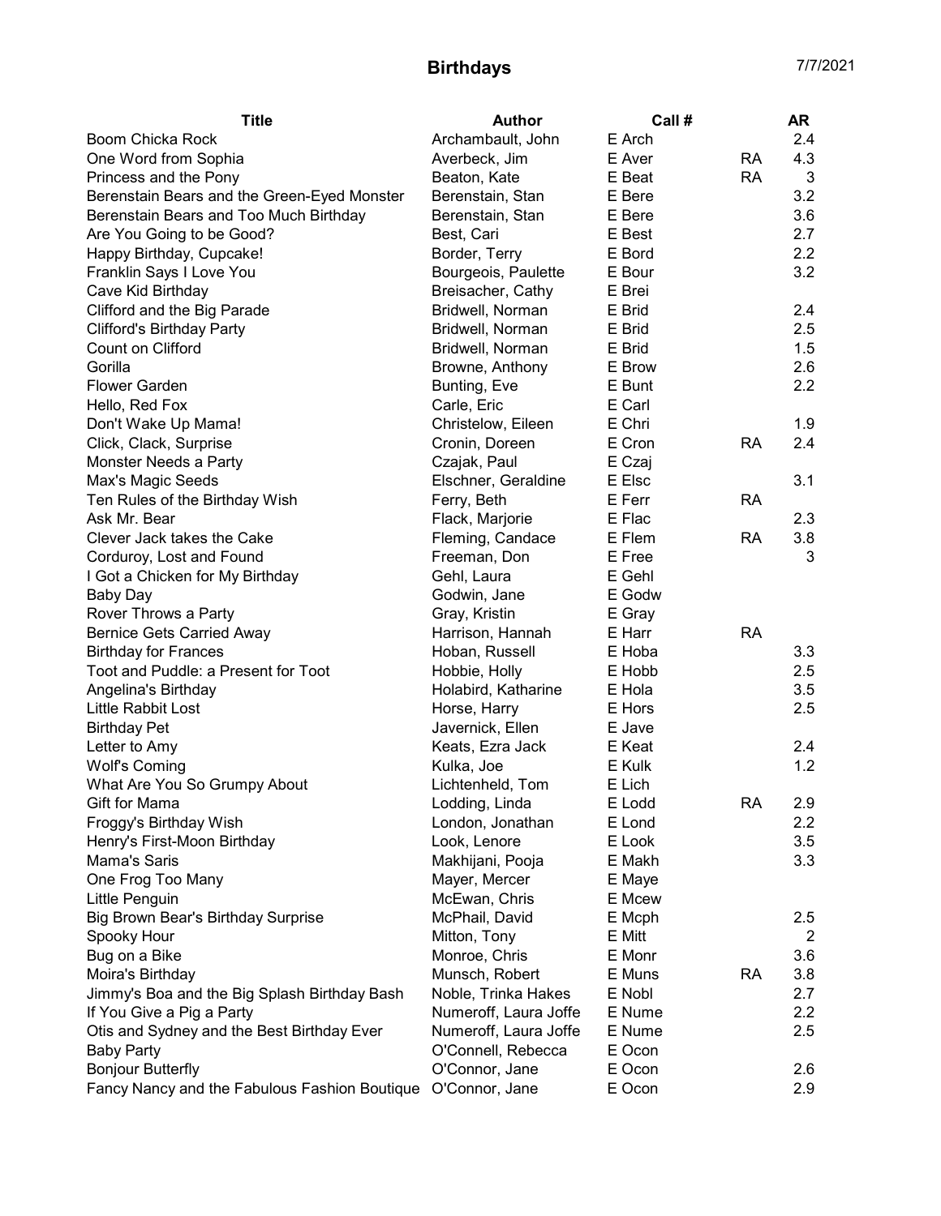# Birthdays

7/7/2021

| Title | Author | Call # | | AR |
|---|---|---|---|---|
| Boom Chicka Rock | Archambault, John | E Arch | | 2.4 |
| One Word from Sophia | Averbeck, Jim | E Aver | RA | 4.3 |
| Princess and the Pony | Beaton, Kate | E Beat | RA | 3 |
| Berenstain Bears and the Green-Eyed Monster | Berenstain, Stan | E Bere | | 3.2 |
| Berenstain Bears and Too Much Birthday | Berenstain, Stan | E Bere | | 3.6 |
| Are You Going to be Good? | Best, Cari | E Best | | 2.7 |
| Happy Birthday, Cupcake! | Border, Terry | E Bord | | 2.2 |
| Franklin Says I Love You | Bourgeois, Paulette | E Bour | | 3.2 |
| Cave Kid Birthday | Breisacher, Cathy | E Brei | | |
| Clifford and the Big Parade | Bridwell, Norman | E Brid | | 2.4 |
| Clifford's Birthday Party | Bridwell, Norman | E Brid | | 2.5 |
| Count on Clifford | Bridwell, Norman | E Brid | | 1.5 |
| Gorilla | Browne, Anthony | E Brow | | 2.6 |
| Flower Garden | Bunting, Eve | E Bunt | | 2.2 |
| Hello, Red Fox | Carle, Eric | E Carl | | |
| Don't Wake Up Mama! | Christelow, Eileen | E Chri | | 1.9 |
| Click, Clack, Surprise | Cronin, Doreen | E Cron | RA | 2.4 |
| Monster Needs a Party | Czajak, Paul | E Czaj | | |
| Max's Magic Seeds | Elschner, Geraldine | E Elsc | | 3.1 |
| Ten Rules of the Birthday Wish | Ferry, Beth | E Ferr | RA | |
| Ask Mr. Bear | Flack, Marjorie | E Flac | | 2.3 |
| Clever Jack takes the Cake | Fleming, Candace | E Flem | RA | 3.8 |
| Corduroy, Lost and Found | Freeman, Don | E Free | | 3 |
| I Got a Chicken for My Birthday | Gehl, Laura | E Gehl | | |
| Baby Day | Godwin, Jane | E Godw | | |
| Rover Throws a Party | Gray, Kristin | E Gray | | |
| Bernice Gets Carried Away | Harrison, Hannah | E Harr | RA | |
| Birthday for Frances | Hoban, Russell | E Hoba | | 3.3 |
| Toot and Puddle: a Present for Toot | Hobbie, Holly | E Hobb | | 2.5 |
| Angelina's Birthday | Holabird, Katharine | E Hola | | 3.5 |
| Little Rabbit Lost | Horse, Harry | E Hors | | 2.5 |
| Birthday Pet | Javernick, Ellen | E Jave | | |
| Letter to Amy | Keats, Ezra Jack | E Keat | | 2.4 |
| Wolf's Coming | Kulka, Joe | E Kulk | | 1.2 |
| What Are You So Grumpy About | Lichtenheld, Tom | E Lich | | |
| Gift for Mama | Lodding, Linda | E Lodd | RA | 2.9 |
| Froggy's Birthday Wish | London, Jonathan | E Lond | | 2.2 |
| Henry's First-Moon Birthday | Look, Lenore | E Look | | 3.5 |
| Mama's Saris | Makhijani, Pooja | E Makh | | 3.3 |
| One Frog Too Many | Mayer, Mercer | E Maye | | |
| Little Penguin | McEwan, Chris | E Mcew | | |
| Big Brown Bear's Birthday Surprise | McPhail, David | E Mcph | | 2.5 |
| Spooky Hour | Mitton, Tony | E Mitt | | 2 |
| Bug on a Bike | Monroe, Chris | E Monr | | 3.6 |
| Moira's Birthday | Munsch, Robert | E Muns | RA | 3.8 |
| Jimmy's Boa and the Big Splash Birthday Bash | Noble, Trinka Hakes | E Nobl | | 2.7 |
| If You Give a Pig a Party | Numeroff, Laura Joffe | E Nume | | 2.2 |
| Otis and Sydney and the Best Birthday Ever | Numeroff, Laura Joffe | E Nume | | 2.5 |
| Baby Party | O'Connell, Rebecca | E Ocon | | |
| Bonjour Butterfly | O'Connor, Jane | E Ocon | | 2.6 |
| Fancy Nancy and the Fabulous Fashion Boutique | O'Connor, Jane | E Ocon | | 2.9 |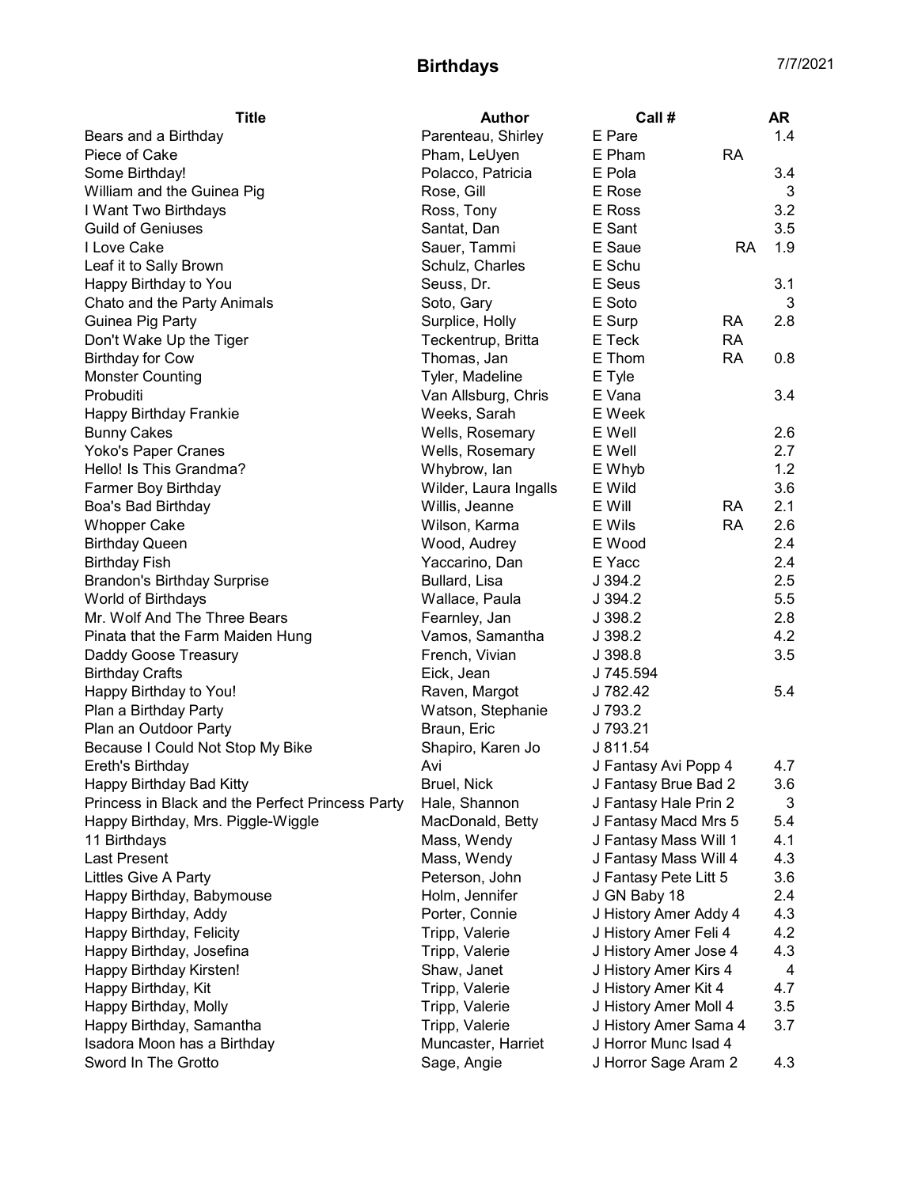# Birthdays

7/7/2021

| Title | Author | Call # | | AR |
|---|---|---|---|---|
| Bears and a Birthday | Parenteau, Shirley | E Pare | | 1.4 |
| Piece of Cake | Pham, LeUyen | E Pham | RA | |
| Some Birthday! | Polacco, Patricia | E Pola | | 3.4 |
| William and the Guinea Pig | Rose, Gill | E Rose | | 3 |
| I Want Two Birthdays | Ross, Tony | E Ross | | 3.2 |
| Guild of Geniuses | Santat, Dan | E Sant | | 3.5 |
| I Love Cake | Sauer, Tammi | E Saue | RA | 1.9 |
| Leaf it to Sally Brown | Schulz, Charles | E Schu | | |
| Happy Birthday to You | Seuss, Dr. | E Seus | | 3.1 |
| Chato and the Party Animals | Soto, Gary | E Soto | | 3 |
| Guinea Pig Party | Surplice, Holly | E Surp | RA | 2.8 |
| Don't Wake Up the Tiger | Teckentrup, Britta | E Teck | RA | |
| Birthday for Cow | Thomas, Jan | E Thom | RA | 0.8 |
| Monster Counting | Tyler, Madeline | E Tyle | | |
| Probuditi | Van Allsburg, Chris | E Vana | | 3.4 |
| Happy Birthday Frankie | Weeks, Sarah | E Week | | |
| Bunny Cakes | Wells, Rosemary | E Well | | 2.6 |
| Yoko's Paper Cranes | Wells, Rosemary | E Well | | 2.7 |
| Hello! Is This Grandma? | Whybrow, Ian | E Whyb | | 1.2 |
| Farmer Boy Birthday | Wilder, Laura Ingalls | E Wild | | 3.6 |
| Boa's Bad Birthday | Willis, Jeanne | E Will | RA | 2.1 |
| Whopper Cake | Wilson, Karma | E Wils | RA | 2.6 |
| Birthday Queen | Wood, Audrey | E Wood | | 2.4 |
| Birthday Fish | Yaccarino, Dan | E Yacc | | 2.4 |
| Brandon's Birthday Surprise | Bullard, Lisa | J 394.2 | | 2.5 |
| World of Birthdays | Wallace, Paula | J 394.2 | | 5.5 |
| Mr. Wolf And The Three Bears | Fearnley, Jan | J 398.2 | | 2.8 |
| Pinata that the Farm Maiden Hung | Vamos, Samantha | J 398.2 | | 4.2 |
| Daddy Goose Treasury | French, Vivian | J 398.8 | | 3.5 |
| Birthday Crafts | Eick, Jean | J 745.594 | | |
| Happy Birthday to You! | Raven, Margot | J 782.42 | | 5.4 |
| Plan a Birthday Party | Watson, Stephanie | J 793.2 | | |
| Plan an Outdoor Party | Braun, Eric | J 793.21 | | |
| Because I Could Not Stop My Bike | Shapiro, Karen Jo | J 811.54 | | |
| Ereth's Birthday | Avi | J Fantasy Avi Popp 4 | | 4.7 |
| Happy Birthday Bad Kitty | Bruel, Nick | J Fantasy Brue Bad 2 | | 3.6 |
| Princess in Black and the Perfect Princess Party | Hale, Shannon | J Fantasy Hale Prin 2 | | 3 |
| Happy Birthday, Mrs. Piggle-Wiggle | MacDonald, Betty | J Fantasy Macd Mrs 5 | | 5.4 |
| 11 Birthdays | Mass, Wendy | J Fantasy Mass Will 1 | | 4.1 |
| Last Present | Mass, Wendy | J Fantasy Mass Will 4 | | 4.3 |
| Littles Give A Party | Peterson, John | J Fantasy Pete Litt 5 | | 3.6 |
| Happy Birthday, Babymouse | Holm, Jennifer | J GN Baby 18 | | 2.4 |
| Happy Birthday, Addy | Porter, Connie | J History Amer Addy 4 | | 4.3 |
| Happy Birthday, Felicity | Tripp, Valerie | J History Amer Feli 4 | | 4.2 |
| Happy Birthday, Josefina | Tripp, Valerie | J History Amer Jose 4 | | 4.3 |
| Happy Birthday Kirsten! | Shaw, Janet | J History Amer Kirs 4 | | 4 |
| Happy Birthday, Kit | Tripp, Valerie | J History Amer Kit 4 | | 4.7 |
| Happy Birthday, Molly | Tripp, Valerie | J History Amer Moll 4 | | 3.5 |
| Happy Birthday, Samantha | Tripp, Valerie | J History Amer Sama 4 | | 3.7 |
| Isadora Moon has a Birthday | Muncaster, Harriet | J Horror Munc Isad 4 | | |
| Sword In The Grotto | Sage, Angie | J Horror Sage Aram 2 | | 4.3 |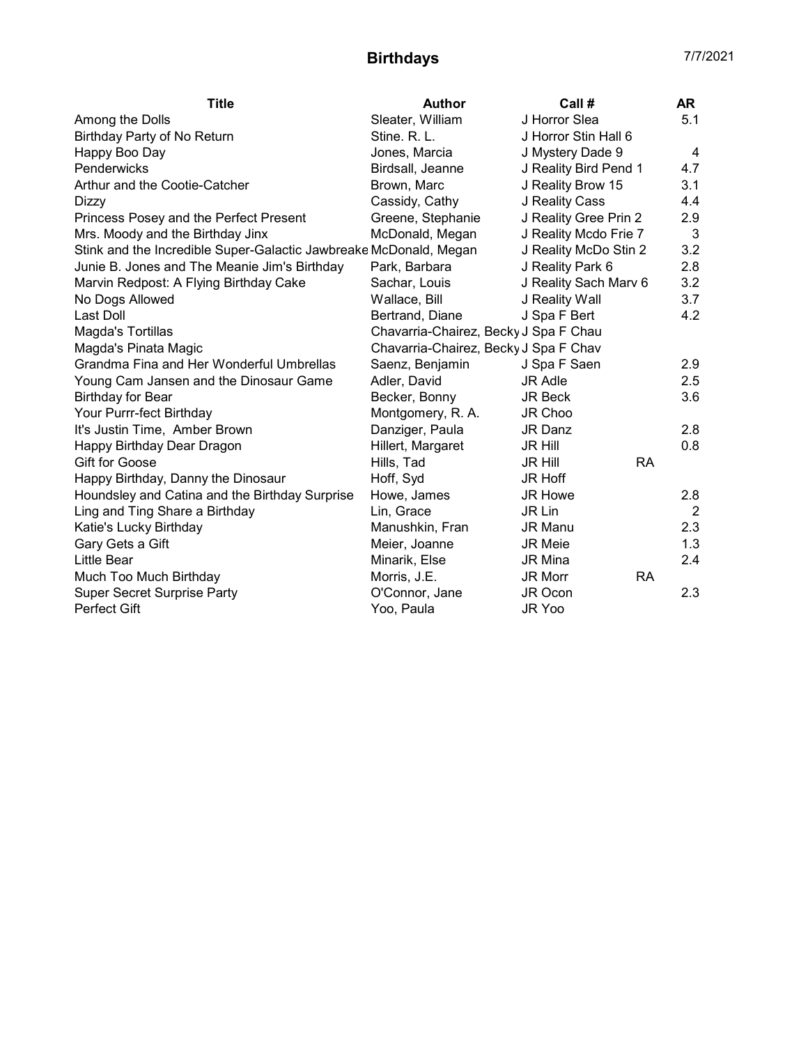# Birthdays

7/7/2021

| Title | Author | Call # | | AR |
|---|---|---|---|---|
| Among the Dolls | Sleater, William | J Horror Slea | | 5.1 |
| Birthday Party of No Return | Stine. R. L. | J Horror Stin Hall 6 | | |
| Happy Boo Day | Jones, Marcia | J Mystery Dade 9 | | 4 |
| Penderwicks | Birdsall, Jeanne | J Reality Bird Pend 1 | | 4.7 |
| Arthur and the Cootie-Catcher | Brown, Marc | J Reality Brow 15 | | 3.1 |
| Dizzy | Cassidy, Cathy | J Reality Cass | | 4.4 |
| Princess Posey and the Perfect Present | Greene, Stephanie | J Reality Gree Prin 2 | | 2.9 |
| Mrs. Moody and the Birthday Jinx | McDonald, Megan | J Reality Mcdo Frie 7 | | 3 |
| Stink and the Incredible Super-Galactic Jawbreake | McDonald, Megan | J Reality McDo Stin 2 | | 3.2 |
| Junie B. Jones and The Meanie Jim's Birthday | Park, Barbara | J Reality Park 6 | | 2.8 |
| Marvin Redpost: A Flying Birthday Cake | Sachar, Louis | J Reality Sach Marv 6 | | 3.2 |
| No Dogs Allowed | Wallace, Bill | J Reality Wall | | 3.7 |
| Last Doll | Bertrand, Diane | J Spa F Bert | | 4.2 |
| Magda's Tortillas | Chavarria-Chairez, Becky | J Spa F Chau | | |
| Magda's Pinata Magic | Chavarria-Chairez, Becky | J Spa F Chav | | |
| Grandma Fina and Her Wonderful Umbrellas | Saenz, Benjamin | J Spa F Saen | | 2.9 |
| Young Cam Jansen and the Dinosaur Game | Adler, David | JR Adle | | 2.5 |
| Birthday for Bear | Becker, Bonny | JR Beck | | 3.6 |
| Your Purrr-fect Birthday | Montgomery, R. A. | JR Choo | | |
| It's Justin Time, Amber Brown | Danziger, Paula | JR Danz | | 2.8 |
| Happy Birthday Dear Dragon | Hillert, Margaret | JR Hill | | 0.8 |
| Gift for Goose | Hills, Tad | JR Hill | RA | |
| Happy Birthday, Danny the Dinosaur | Hoff, Syd | JR Hoff | | |
| Houndsley and Catina and the Birthday Surprise | Howe, James | JR Howe | | 2.8 |
| Ling and Ting Share a Birthday | Lin, Grace | JR Lin | | 2 |
| Katie's Lucky Birthday | Manushkin, Fran | JR Manu | | 2.3 |
| Gary Gets a Gift | Meier, Joanne | JR Meie | | 1.3 |
| Little Bear | Minarik, Else | JR Mina | | 2.4 |
| Much Too Much Birthday | Morris, J.E. | JR Morr | RA | |
| Super Secret Surprise Party | O'Connor, Jane | JR Ocon | | 2.3 |
| Perfect Gift | Yoo, Paula | JR Yoo | | |